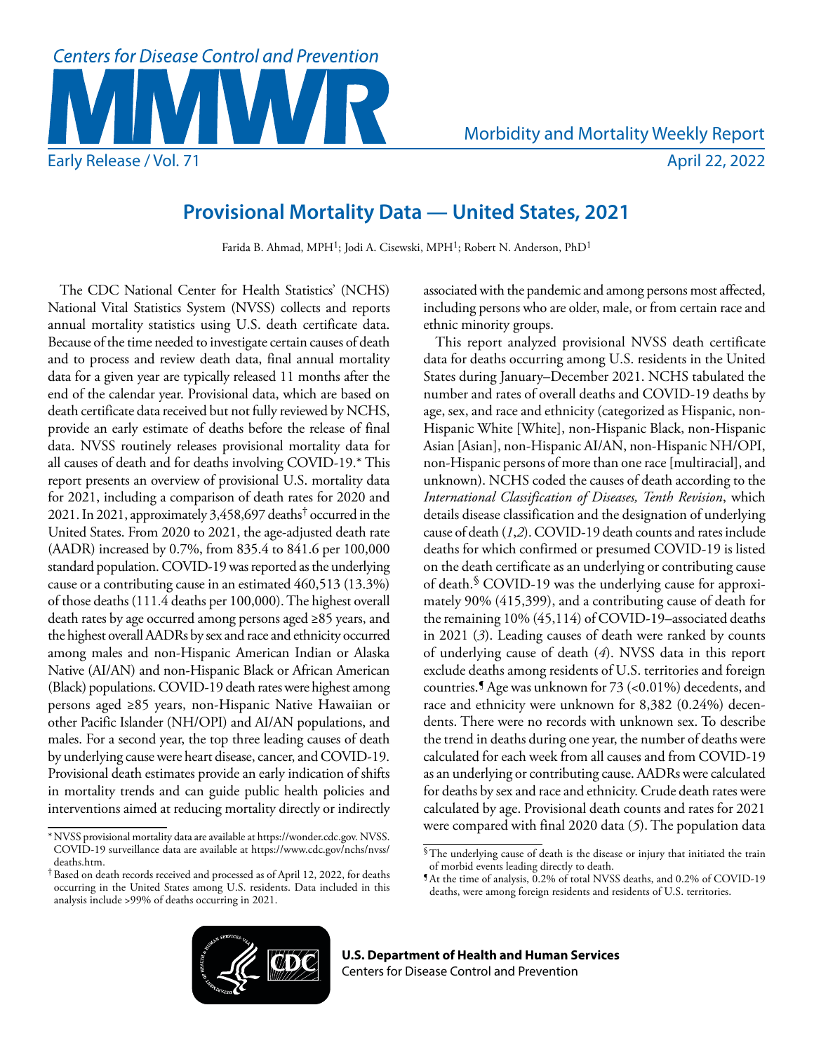# Provisional Mortality Data — United States, 2021

Farida B. Ahmad, MPH[1]; Jodi A. Cisewski, MPH[1]; Robert N. Anderson, PhD[1]

The CDC National Center for Health Statistics' (NCHS) National Vital Statistics System (NVSS) collects and reports annual mortality statistics using U.S. death certificate data. Because of the time needed to investigate certain causes of death and to process and review death data, final annual mortality data for a given year are typically released 11 months after the end of the calendar year. Provisional data, which are based on death certificate data received but not fully reviewed by NCHS, provide an early estimate of deaths before the release of final data. NVSS routinely releases provisional mortality data for all causes of death and for deaths involving COVID-19.* This report presents an overview of provisional U.S. mortality data for 2021, including a comparison of death rates for 2020 and 2021. In 2021, approximately 3,458,697 deaths† occurred in the United States. From 2020 to 2021, the age-adjusted death rate (AADR) increased by 0.7%, from 835.4 to 841.6 per 100,000 standard population. COVID-19 was reported as the underlying cause or a contributing cause in an estimated 460,513 (13.3%) of those deaths (111.4 deaths per 100,000). The highest overall death rates by age occurred among persons aged ≥85 years, and the highest overall AADRs by sex and race and ethnicity occurred among males and non-Hispanic American Indian or Alaska Native (AI/AN) and non-Hispanic Black or African American (Black) populations. COVID-19 death rates were highest among persons aged ≥85 years, non-Hispanic Native Hawaiian or other Pacific Islander (NH/OPI) and AI/AN populations, and males. For a second year, the top three leading causes of death by underlying cause were heart disease, cancer, and COVID-19. Provisional death estimates provide an early indication of shifts in mortality trends and can guide public health policies and interventions aimed at reducing mortality directly or indirectly associated with the pandemic and among persons most affected, including persons who are older, male, or from certain race and ethnic minority groups.

This report analyzed provisional NVSS death certificate data for deaths occurring among U.S. residents in the United States during January–December 2021. NCHS tabulated the number and rates of overall deaths and COVID-19 deaths by age, sex, and race and ethnicity (categorized as Hispanic, non-Hispanic White [White], non-Hispanic Black, non-Hispanic Asian [Asian], non-Hispanic AI/AN, non-Hispanic NH/OPI, non-Hispanic persons of more than one race [multiracial], and unknown). NCHS coded the causes of death according to the *International Classification of Diseases, Tenth Revision*, which details disease classification and the designation of underlying cause of death (*1*,*2*). COVID-19 death counts and rates include deaths for which confirmed or presumed COVID-19 is listed on the death certificate as an underlying or contributing cause of death.§ COVID-19 was the underlying cause for approximately 90% (415,399), and a contributing cause of death for the remaining 10% (45,114) of COVID-19–associated deaths in 2021 (*3*). Leading causes of death were ranked by counts of underlying cause of death (*4*). NVSS data in this report exclude deaths among residents of U.S. territories and foreign countries.¶ Age was unknown for 73 (<0.01%) decedents, and race and ethnicity were unknown for 8,382 (0.24%) decendents. There were no records with unknown sex. To describe the trend in deaths during one year, the number of deaths were calculated for each week from all causes and from COVID-19 as an underlying or contributing cause. AADRs were calculated for deaths by sex and race and ethnicity. Crude death rates were calculated by age. Provisional death counts and rates for 2021 were compared with final 2020 data (*5*). The population data

\* NVSS provisional mortality data are available at https://wonder.cdc.gov. NVSS. COVID-19 surveillance data are available at https://www.cdc.gov/nchs/nvss/deaths.htm.

† Based on death records received and processed as of April 12, 2022, for deaths occurring in the United States among U.S. residents. Data included in this analysis include >99% of deaths occurring in 2021.

§ The underlying cause of death is the disease or injury that initiated the train of morbid events leading directly to death.

¶ At the time of analysis, 0.2% of total NVSS deaths, and 0.2% of COVID-19 deaths, were among foreign residents and residents of U.S. territories.

**U.S. Department of Health and Human Services**
Centers for Disease Control and Prevention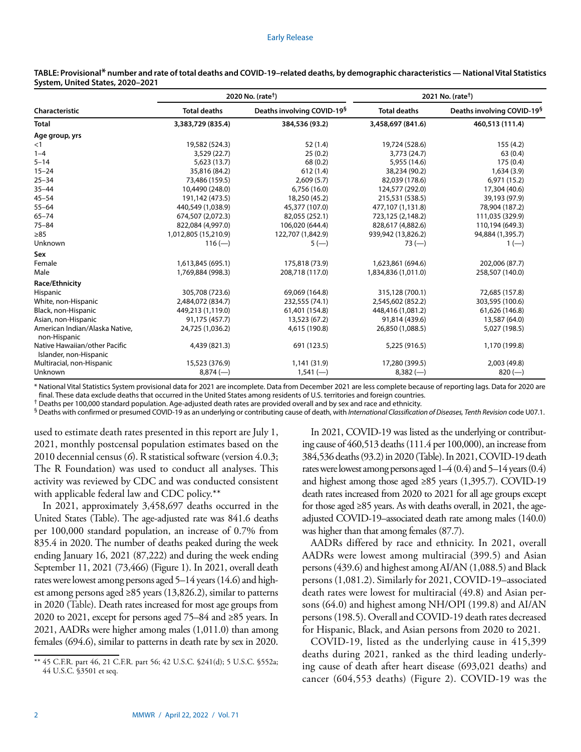**TABLE: Provisional* number and rate of total deaths and COVID-19–related deaths, by demographic characteristics — National Vital Statistics System, United States, 2020–2021**

| Characteristic | 2020 No. (rate†) | | 2021 No. (rate†) | |
|---|---|---|---|---|
| | Total deaths | Deaths involving COVID-19§ | Total deaths | Deaths involving COVID-19§ |
| **Total** | **3,383,729 (835.4)** | **384,536 (93.2)** | **3,458,697 (841.6)** | **460,513 (111.4)** |
| **Age group, yrs** | | | | |
| <1 | 19,582 (524.3) | 52 (1.4) | 19,724 (528.6) | 155 (4.2) |
| 1–4 | 3,529 (22.7) | 25 (0.2) | 3,773 (24.7) | 63 (0.4) |
| 5–14 | 5,623 (13.7) | 68 (0.2) | 5,955 (14.6) | 175 (0.4) |
| 15–24 | 35,816 (84.2) | 612 (1.4) | 38,234 (90.2) | 1,634 (3.9) |
| 25–34 | 73,486 (159.5) | 2,609 (5.7) | 82,039 (178.6) | 6,971 (15.2) |
| 35–44 | 10,4490 (248.0) | 6,756 (16.0) | 124,577 (292.0) | 17,304 (40.6) |
| 45–54 | 191,142 (473.5) | 18,250 (45.2) | 215,531 (538.5) | 39,193 (97.9) |
| 55–64 | 440,549 (1,038.9) | 45,377 (107.0) | 477,107 (1,131.8) | 78,904 (187.2) |
| 65–74 | 674,507 (2,072.3) | 82,055 (252.1) | 723,125 (2,148.2) | 111,035 (329.9) |
| 75–84 | 822,084 (4,997.0) | 106,020 (644.4) | 828,617 (4,882.6) | 110,194 (649.3) |
| ≥85 | 1,012,805 (15,210.9) | 122,707 (1,842.9) | 939,942 (13,826.2) | 94,884 (1,395.7) |
| Unknown | 116 (—) | 5 (—) | 73 (—) | 1 (—) |
| **Sex** | | | | |
| Female | 1,613,845 (695.1) | 175,818 (73.9) | 1,623,861 (694.6) | 202,006 (87.7) |
| Male | 1,769,884 (998.3) | 208,718 (117.0) | 1,834,836 (1,011.0) | 258,507 (140.0) |
| **Race/Ethnicity** | | | | |
| Hispanic | 305,708 (723.6) | 69,069 (164.8) | 315,128 (700.1) | 72,685 (157.8) |
| White, non-Hispanic | 2,484,072 (834.7) | 232,555 (74.1) | 2,545,602 (852.2) | 303,595 (100.6) |
| Black, non-Hispanic | 449,213 (1,119.0) | 61,401 (154.8) | 448,416 (1,081.2) | 61,626 (146.8) |
| Asian, non-Hispanic | 91,175 (457.7) | 13,523 (67.2) | 91,814 (439.6) | 13,587 (64.0) |
| American Indian/Alaska Native, non-Hispanic | 24,725 (1,036.2) | 4,615 (190.8) | 26,850 (1,088.5) | 5,027 (198.5) |
| Native Hawaiian/other Pacific Islander, non-Hispanic | 4,439 (821.3) | 691 (123.5) | 5,225 (916.5) | 1,170 (199.8) |
| Multiracial, non-Hispanic | 15,523 (376.9) | 1,141 (31.9) | 17,280 (399.5) | 2,003 (49.8) |
| Unknown | 8,874 (—) | 1,541 (—) | 8,382 (—) | 820 (—) |

\* National Vital Statistics System provisional data for 2021 are incomplete. Data from December 2021 are less complete because of reporting lags. Data for 2020 are final. These data exclude deaths that occurred in the United States among residents of U.S. territories and foreign countries.

† Deaths per 100,000 standard population. Age-adjusted death rates are provided overall and by sex and race and ethnicity.

§ Deaths with confirmed or presumed COVID-19 as an underlying or contributing cause of death, with *International Classification of Diseases, Tenth Revision* code U07.1.

used to estimate death rates presented in this report are July 1, 2021, monthly postcensal population estimates based on the 2010 decennial census (*6*). R statistical software (version 4.0.3; The R Foundation) was used to conduct all analyses. This activity was reviewed by CDC and was conducted consistent with applicable federal law and CDC policy.**

In 2021, approximately 3,458,697 deaths occurred in the United States (Table). The age-adjusted rate was 841.6 deaths per 100,000 standard population, an increase of 0.7% from 835.4 in 2020. The number of deaths peaked during the week ending January 16, 2021 (87,222) and during the week ending September 11, 2021 (73,466) (Figure 1). In 2021, overall death rates were lowest among persons aged 5–14 years (14.6) and highest among persons aged ≥85 years (13,826.2), similar to patterns in 2020 (Table). Death rates increased for most age groups from 2020 to 2021, except for persons aged 75–84 and ≥85 years. In 2021, AADRs were higher among males (1,011.0) than among females (694.6), similar to patterns in death rate by sex in 2020.

** 45 C.F.R. part 46, 21 C.F.R. part 56; 42 U.S.C. §241(d); 5 U.S.C. §552a; 44 U.S.C. §3501 et seq.

In 2021, COVID-19 was listed as the underlying or contributing cause of 460,513 deaths (111.4 per 100,000), an increase from 384,536 deaths (93.2) in 2020 (Table). In 2021, COVID-19 death rates were lowest among persons aged 1–4 (0.4) and 5–14 years (0.4) and highest among those aged ≥85 years (1,395.7). COVID-19 death rates increased from 2020 to 2021 for all age groups except for those aged ≥85 years. As with deaths overall, in 2021, the age-adjusted COVID-19–associated death rate among males (140.0) was higher than that among females (87.7).

AADRs differed by race and ethnicity. In 2021, overall AADRs were lowest among multiracial (399.5) and Asian persons (439.6) and highest among AI/AN (1,088.5) and Black persons (1,081.2). Similarly for 2021, COVID-19–associated death rates were lowest for multiracial (49.8) and Asian persons (64.0) and highest among NH/OPI (199.8) and AI/AN persons (198.5). Overall and COVID-19 death rates decreased for Hispanic, Black, and Asian persons from 2020 to 2021.

COVID-19, listed as the underlying cause in 415,399 deaths during 2021, ranked as the third leading underlying cause of death after heart disease (693,021 deaths) and cancer (604,553 deaths) (Figure 2). COVID-19 was the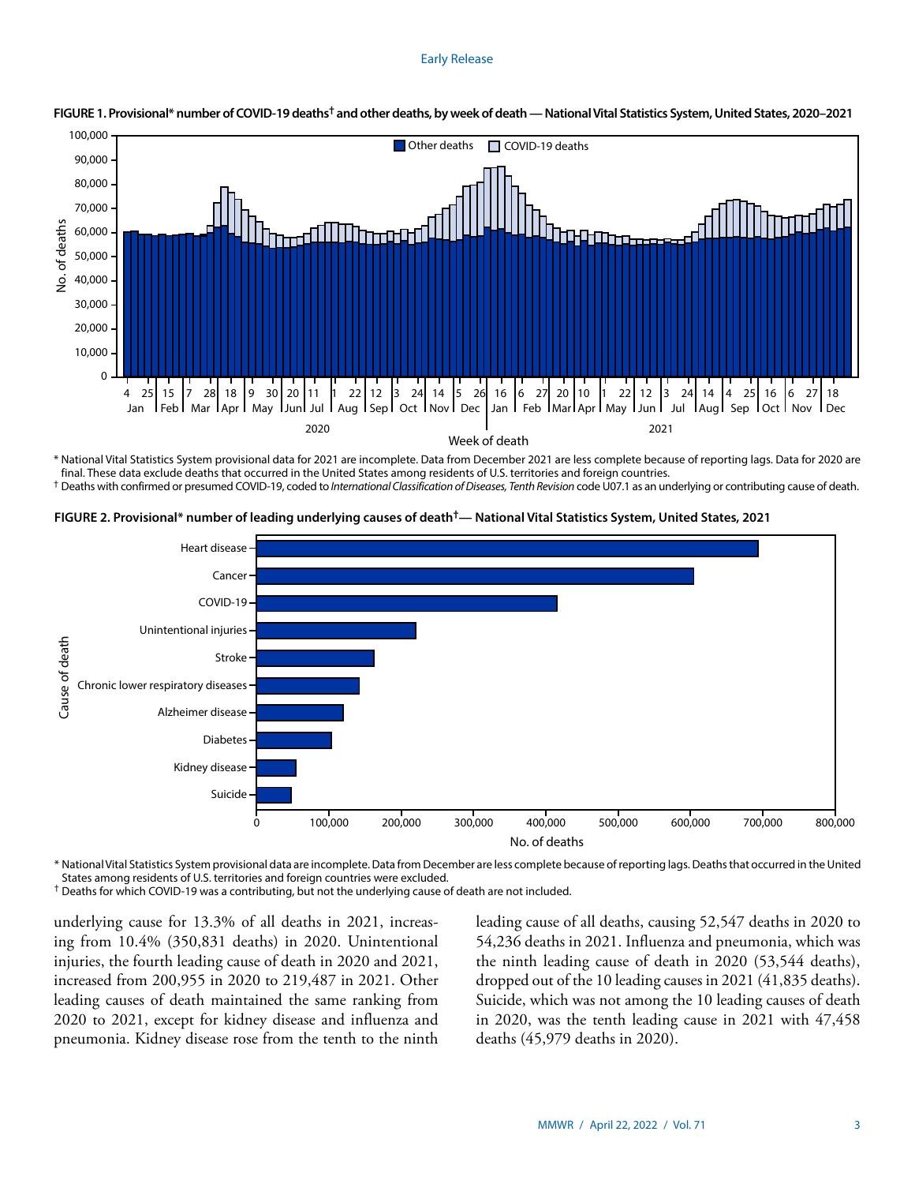**FIGURE 1. Provisional* number of COVID-19 deaths† and other deaths, by week of death — National Vital Statistics System, United States, 2020–2021**

\* National Vital Statistics System provisional data for 2021 are incomplete. Data from December 2021 are less complete because of reporting lags. Data for 2020 are final. These data exclude deaths that occurred in the United States among residents of U.S. territories and foreign countries.

† Deaths with confirmed or presumed COVID-19, coded to *International Classification of Diseases, Tenth Revision* code U07.1 as an underlying or contributing cause of death.

**FIGURE 2. Provisional* number of leading underlying causes of death†— National Vital Statistics System, United States, 2021**

\* National Vital Statistics System provisional data are incomplete. Data from December are less complete because of reporting lags. Deaths that occurred in the United States among residents of U.S. territories and foreign countries were excluded.

† Deaths for which COVID-19 was a contributing, but not the underlying cause of death are not included.

underlying cause for 13.3% of all deaths in 2021, increasing from 10.4% (350,831 deaths) in 2020. Unintentional injuries, the fourth leading cause of death in 2020 and 2021, increased from 200,955 in 2020 to 219,487 in 2021. Other leading causes of death maintained the same ranking from 2020 to 2021, except for kidney disease and influenza and pneumonia. Kidney disease rose from the tenth to the ninth leading cause of all deaths, causing 52,547 deaths in 2020 to 54,236 deaths in 2021. Influenza and pneumonia, which was the ninth leading cause of death in 2020 (53,544 deaths), dropped out of the 10 leading causes in 2021 (41,835 deaths). Suicide, which was not among the 10 leading causes of death in 2020, was the tenth leading cause in 2021 with 47,458 deaths (45,979 deaths in 2020).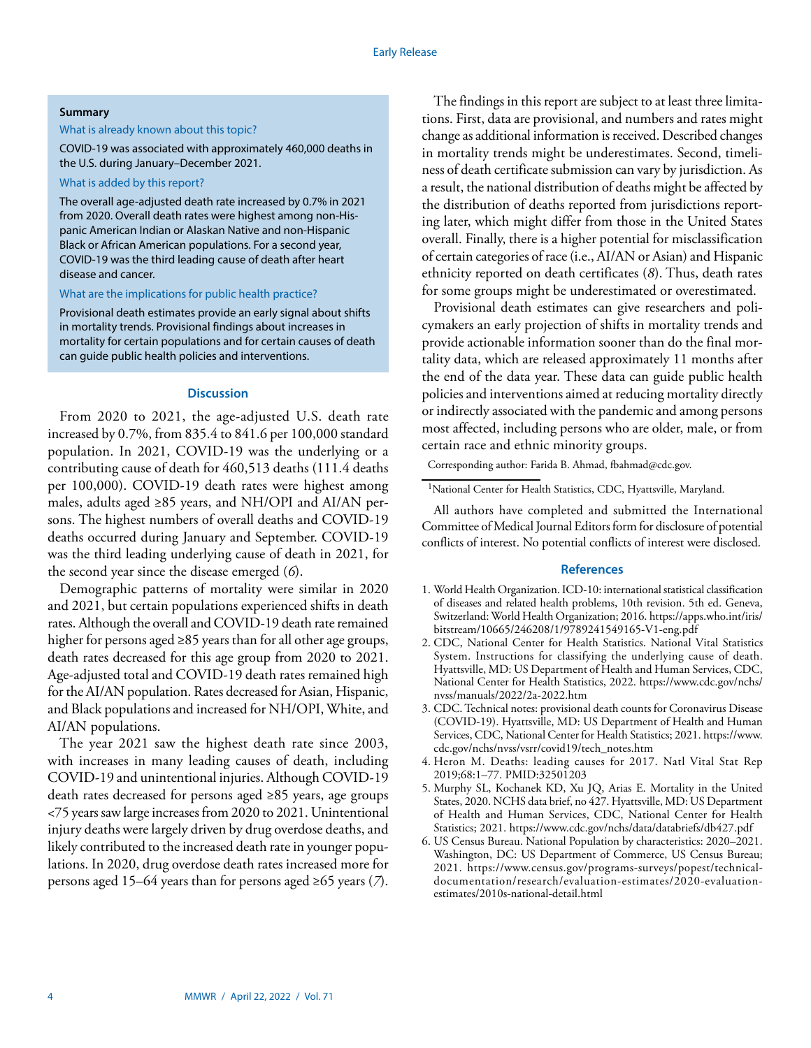**Summary**

What is already known about this topic?

COVID-19 was associated with approximately 460,000 deaths in the U.S. during January–December 2021.

What is added by this report?

The overall age-adjusted death rate increased by 0.7% in 2021 from 2020. Overall death rates were highest among non-Hispanic American Indian or Alaskan Native and non-Hispanic Black or African American populations. For a second year, COVID-19 was the third leading cause of death after heart disease and cancer.

What are the implications for public health practice?

Provisional death estimates provide an early signal about shifts in mortality trends. Provisional findings about increases in mortality for certain populations and for certain causes of death can guide public health policies and interventions.

## Discussion

From 2020 to 2021, the age-adjusted U.S. death rate increased by 0.7%, from 835.4 to 841.6 per 100,000 standard population. In 2021, COVID-19 was the underlying or a contributing cause of death for 460,513 deaths (111.4 deaths per 100,000). COVID-19 death rates were highest among males, adults aged ≥85 years, and NH/OPI and AI/AN persons. The highest numbers of overall deaths and COVID-19 deaths occurred during January and September. COVID-19 was the third leading underlying cause of death in 2021, for the second year since the disease emerged (*6*).

Demographic patterns of mortality were similar in 2020 and 2021, but certain populations experienced shifts in death rates. Although the overall and COVID-19 death rate remained higher for persons aged ≥85 years than for all other age groups, death rates decreased for this age group from 2020 to 2021. Age-adjusted total and COVID-19 death rates remained high for the AI/AN population. Rates decreased for Asian, Hispanic, and Black populations and increased for NH/OPI, White, and AI/AN populations.

The year 2021 saw the highest death rate since 2003, with increases in many leading causes of death, including COVID-19 and unintentional injuries. Although COVID-19 death rates decreased for persons aged ≥85 years, age groups <75 years saw large increases from 2020 to 2021. Unintentional injury deaths were largely driven by drug overdose deaths, and likely contributed to the increased death rate in younger populations. In 2020, drug overdose death rates increased more for persons aged 15–64 years than for persons aged ≥65 years (*7*).

The findings in this report are subject to at least three limitations. First, data are provisional, and numbers and rates might change as additional information is received. Described changes in mortality trends might be underestimates. Second, timeliness of death certificate submission can vary by jurisdiction. As a result, the national distribution of deaths might be affected by the distribution of deaths reported from jurisdictions reporting later, which might differ from those in the United States overall. Finally, there is a higher potential for misclassification of certain categories of race (i.e., AI/AN or Asian) and Hispanic ethnicity reported on death certificates (*8*). Thus, death rates for some groups might be underestimated or overestimated.

Provisional death estimates can give researchers and policymakers an early projection of shifts in mortality trends and provide actionable information sooner than do the final mortality data, which are released approximately 11 months after the end of the data year. These data can guide public health policies and interventions aimed at reducing mortality directly or indirectly associated with the pandemic and among persons most affected, including persons who are older, male, or from certain race and ethnic minority groups.

Corresponding author: Farida B. Ahmad, fbahmad@cdc.gov.

[1]National Center for Health Statistics, CDC, Hyattsville, Maryland.

All authors have completed and submitted the International Committee of Medical Journal Editors form for disclosure of potential conflicts of interest. No potential conflicts of interest were disclosed.

## References

1. World Health Organization. ICD-10: international statistical classification of diseases and related health problems, 10th revision. 5th ed. Geneva, Switzerland: World Health Organization; 2016. https://apps.who.int/iris/bitstream/10665/246208/1/9789241549165-V1-eng.pdf
2. CDC, National Center for Health Statistics. National Vital Statistics System. Instructions for classifying the underlying cause of death. Hyattsville, MD: US Department of Health and Human Services, CDC, National Center for Health Statistics, 2022. https://www.cdc.gov/nchs/nvss/manuals/2022/2a-2022.htm
3. CDC. Technical notes: provisional death counts for Coronavirus Disease (COVID-19). Hyattsville, MD: US Department of Health and Human Services, CDC, National Center for Health Statistics; 2021. https://www.cdc.gov/nchs/nvss/vsrr/covid19/tech_notes.htm
4. Heron M. Deaths: leading causes for 2017. Natl Vital Stat Rep 2019;68:1–77. PMID:32501203
5. Murphy SL, Kochanek KD, Xu JQ, Arias E. Mortality in the United States, 2020. NCHS data brief, no 427. Hyattsville, MD: US Department of Health and Human Services, CDC, National Center for Health Statistics; 2021. https://www.cdc.gov/nchs/data/databriefs/db427.pdf
6. US Census Bureau. National Population by characteristics: 2020–2021. Washington, DC: US Department of Commerce, US Census Bureau; 2021. https://www.census.gov/programs-surveys/popest/technical-documentation/research/evaluation-estimates/2020-evaluation-estimates/2010s-national-detail.html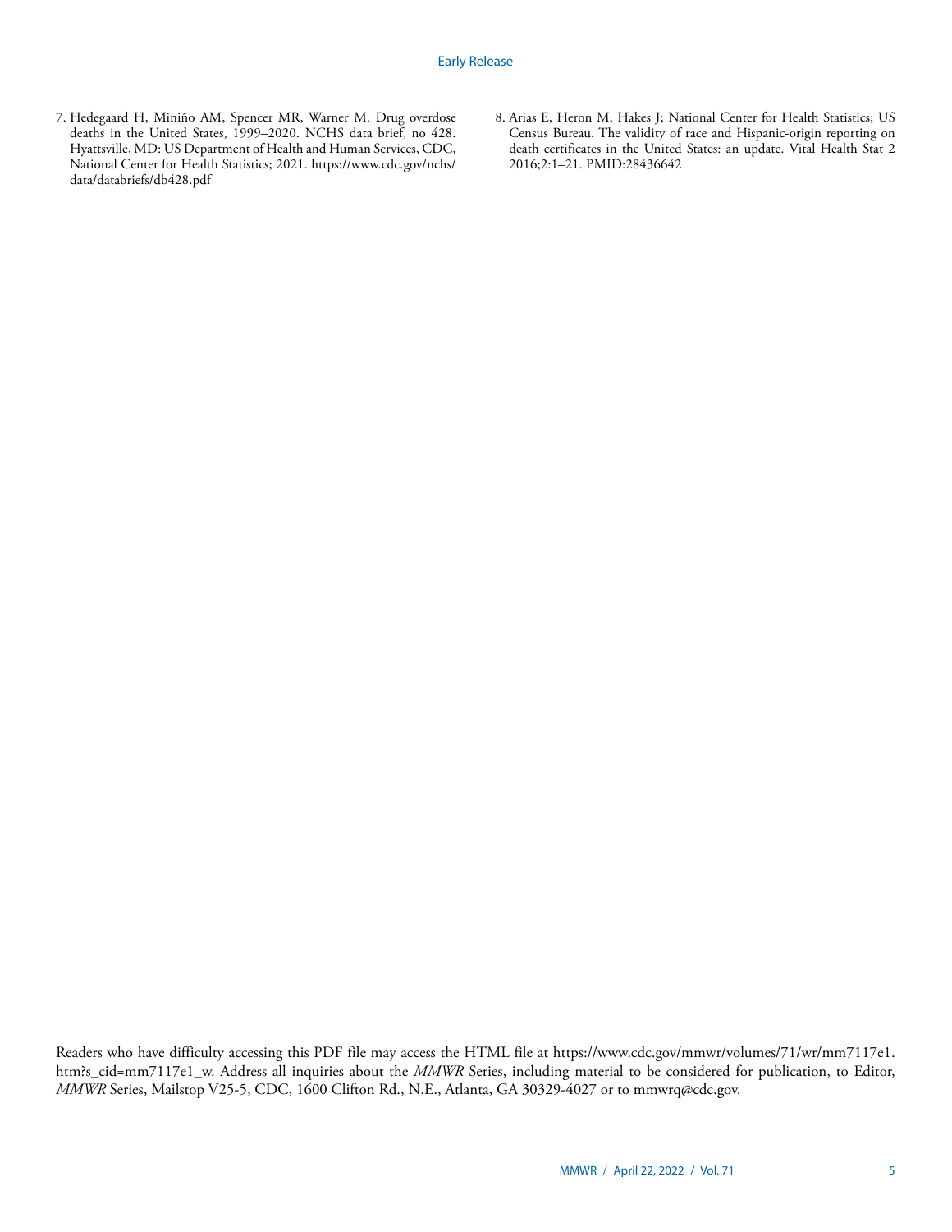7. Hedegaard H, Miniño AM, Spencer MR, Warner M. Drug overdose deaths in the United States, 1999–2020. NCHS data brief, no 428. Hyattsville, MD: US Department of Health and Human Services, CDC, National Center for Health Statistics; 2021. https://www.cdc.gov/nchs/data/databriefs/db428.pdf
8. Arias E, Heron M, Hakes J; National Center for Health Statistics; US Census Bureau. The validity of race and Hispanic-origin reporting on death certificates in the United States: an update. Vital Health Stat 2 2016;2:1–21. PMID:28436642

Readers who have difficulty accessing this PDF file may access the HTML file at https://www.cdc.gov/mmwr/volumes/71/wr/mm7117e1.htm?s_cid=mm7117e1_w. Address all inquiries about the *MMWR* Series, including material to be considered for publication, to Editor, *MMWR* Series, Mailstop V25-5, CDC, 1600 Clifton Rd., N.E., Atlanta, GA 30329-4027 or to mmwrq@cdc.gov.